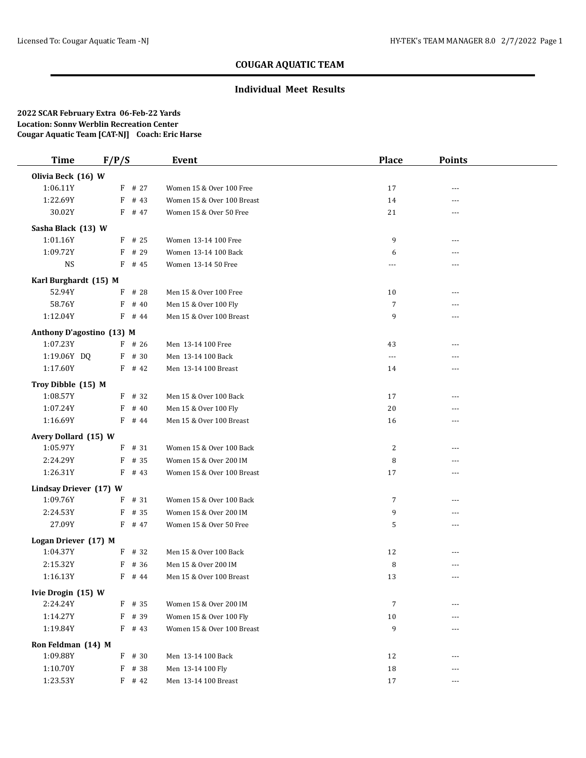# COUGAR AQUATIC TEAM

## Individual Meet Results

**2022 SCAR February Extra 06-Feb-22 Yards**
**Location: Sonny Werblin Recreation Center**
**Cougar Aquatic Team [CAT-NJ] Coach: Eric Harse**

| Time | F/P/S | Event | Place | Points |
|---|---|---|---|---|
| **Olivia Beck (16) W** | | | | |
| 1:06.11Y | F # 27 | Women 15 & Over 100 Free | 17 | --- |
| 1:22.69Y | F # 43 | Women 15 & Over 100 Breast | 14 | --- |
| 30.02Y | F # 47 | Women 15 & Over 50 Free | 21 | --- |
| **Sasha Black (13) W** | | | | |
| 1:01.16Y | F # 25 | Women 13-14 100 Free | 9 | --- |
| 1:09.72Y | F # 29 | Women 13-14 100 Back | 6 | --- |
| NS | F # 45 | Women 13-14 50 Free | --- | --- |
| **Karl Burghardt (15) M** | | | | |
| 52.94Y | F # 28 | Men 15 & Over 100 Free | 10 | --- |
| 58.76Y | F # 40 | Men 15 & Over 100 Fly | 7 | --- |
| 1:12.04Y | F # 44 | Men 15 & Over 100 Breast | 9 | --- |
| **Anthony D'agostino (13) M** | | | | |
| 1:07.23Y | F # 26 | Men 13-14 100 Free | 43 | --- |
| 1:19.06Y DQ | F # 30 | Men 13-14 100 Back | --- | --- |
| 1:17.60Y | F # 42 | Men 13-14 100 Breast | 14 | --- |
| **Troy Dibble (15) M** | | | | |
| 1:08.57Y | F # 32 | Men 15 & Over 100 Back | 17 | --- |
| 1:07.24Y | F # 40 | Men 15 & Over 100 Fly | 20 | --- |
| 1:16.69Y | F # 44 | Men 15 & Over 100 Breast | 16 | --- |
| **Avery Dollard (15) W** | | | | |
| 1:05.97Y | F # 31 | Women 15 & Over 100 Back | 2 | --- |
| 2:24.29Y | F # 35 | Women 15 & Over 200 IM | 8 | --- |
| 1:26.31Y | F # 43 | Women 15 & Over 100 Breast | 17 | --- |
| **Lindsay Driever (17) W** | | | | |
| 1:09.76Y | F # 31 | Women 15 & Over 100 Back | 7 | --- |
| 2:24.53Y | F # 35 | Women 15 & Over 200 IM | 9 | --- |
| 27.09Y | F # 47 | Women 15 & Over 50 Free | 5 | --- |
| **Logan Driever (17) M** | | | | |
| 1:04.37Y | F # 32 | Men 15 & Over 100 Back | 12 | --- |
| 2:15.32Y | F # 36 | Men 15 & Over 200 IM | 8 | --- |
| 1:16.13Y | F # 44 | Men 15 & Over 100 Breast | 13 | --- |
| **Ivie Drogin (15) W** | | | | |
| 2:24.24Y | F # 35 | Women 15 & Over 200 IM | 7 | --- |
| 1:14.27Y | F # 39 | Women 15 & Over 100 Fly | 10 | --- |
| 1:19.84Y | F # 43 | Women 15 & Over 100 Breast | 9 | --- |
| **Ron Feldman (14) M** | | | | |
| 1:09.88Y | F # 30 | Men 13-14 100 Back | 12 | --- |
| 1:10.70Y | F # 38 | Men 13-14 100 Fly | 18 | --- |
| 1:23.53Y | F # 42 | Men 13-14 100 Breast | 17 | --- |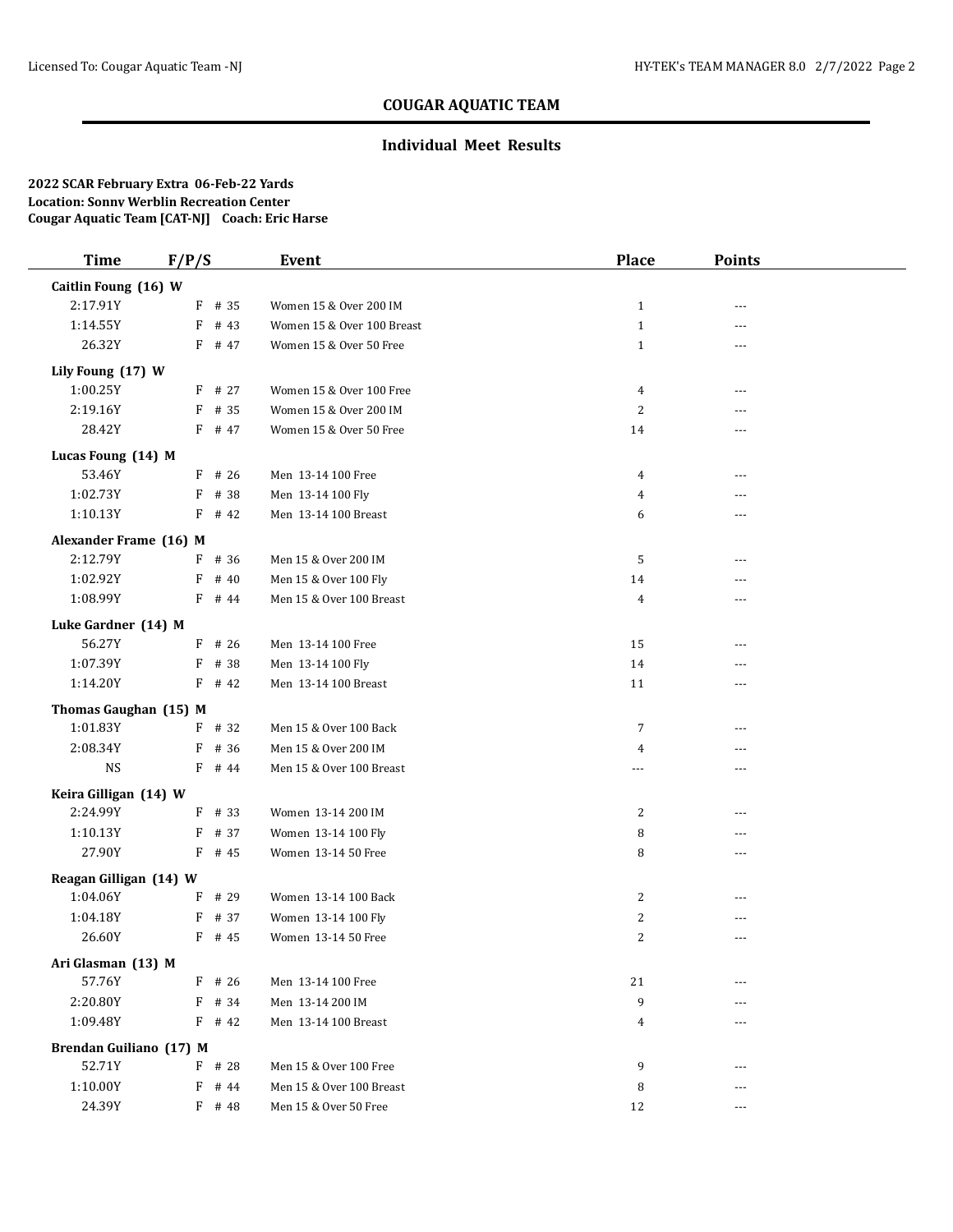# COUGAR AQUATIC TEAM

## Individual Meet Results

**2022 SCAR February Extra 06-Feb-22 Yards**
**Location: Sonny Werblin Recreation Center**
**Cougar Aquatic Team [CAT-NJ] Coach: Eric Harse**

| Time | F/P/S | | Event | Place | Points |
|---|---|---|---|---|---|
| **Caitlin Foung (16) W** | | | | | |
| 2:17.91Y | F | # 35 | Women 15 & Over 200 IM | 1 | --- |
| 1:14.55Y | F | # 43 | Women 15 & Over 100 Breast | 1 | --- |
| 26.32Y | F | # 47 | Women 15 & Over 50 Free | 1 | --- |
| **Lily Foung (17) W** | | | | | |
| 1:00.25Y | F | # 27 | Women 15 & Over 100 Free | 4 | --- |
| 2:19.16Y | F | # 35 | Women 15 & Over 200 IM | 2 | --- |
| 28.42Y | F | # 47 | Women 15 & Over 50 Free | 14 | --- |
| **Lucas Foung (14) M** | | | | | |
| 53.46Y | F | # 26 | Men 13-14 100 Free | 4 | --- |
| 1:02.73Y | F | # 38 | Men 13-14 100 Fly | 4 | --- |
| 1:10.13Y | F | # 42 | Men 13-14 100 Breast | 6 | --- |
| **Alexander Frame (16) M** | | | | | |
| 2:12.79Y | F | # 36 | Men 15 & Over 200 IM | 5 | --- |
| 1:02.92Y | F | # 40 | Men 15 & Over 100 Fly | 14 | --- |
| 1:08.99Y | F | # 44 | Men 15 & Over 100 Breast | 4 | --- |
| **Luke Gardner (14) M** | | | | | |
| 56.27Y | F | # 26 | Men 13-14 100 Free | 15 | --- |
| 1:07.39Y | F | # 38 | Men 13-14 100 Fly | 14 | --- |
| 1:14.20Y | F | # 42 | Men 13-14 100 Breast | 11 | --- |
| **Thomas Gaughan (15) M** | | | | | |
| 1:01.83Y | F | # 32 | Men 15 & Over 100 Back | 7 | --- |
| 2:08.34Y | F | # 36 | Men 15 & Over 200 IM | 4 | --- |
| NS | F | # 44 | Men 15 & Over 100 Breast | --- | --- |
| **Keira Gilligan (14) W** | | | | | |
| 2:24.99Y | F | # 33 | Women 13-14 200 IM | 2 | --- |
| 1:10.13Y | F | # 37 | Women 13-14 100 Fly | 8 | --- |
| 27.90Y | F | # 45 | Women 13-14 50 Free | 8 | --- |
| **Reagan Gilligan (14) W** | | | | | |
| 1:04.06Y | F | # 29 | Women 13-14 100 Back | 2 | --- |
| 1:04.18Y | F | # 37 | Women 13-14 100 Fly | 2 | --- |
| 26.60Y | F | # 45 | Women 13-14 50 Free | 2 | --- |
| **Ari Glasman (13) M** | | | | | |
| 57.76Y | F | # 26 | Men 13-14 100 Free | 21 | --- |
| 2:20.80Y | F | # 34 | Men 13-14 200 IM | 9 | --- |
| 1:09.48Y | F | # 42 | Men 13-14 100 Breast | 4 | --- |
| **Brendan Guiliano (17) M** | | | | | |
| 52.71Y | F | # 28 | Men 15 & Over 100 Free | 9 | --- |
| 1:10.00Y | F | # 44 | Men 15 & Over 100 Breast | 8 | --- |
| 24.39Y | F | # 48 | Men 15 & Over 50 Free | 12 | --- |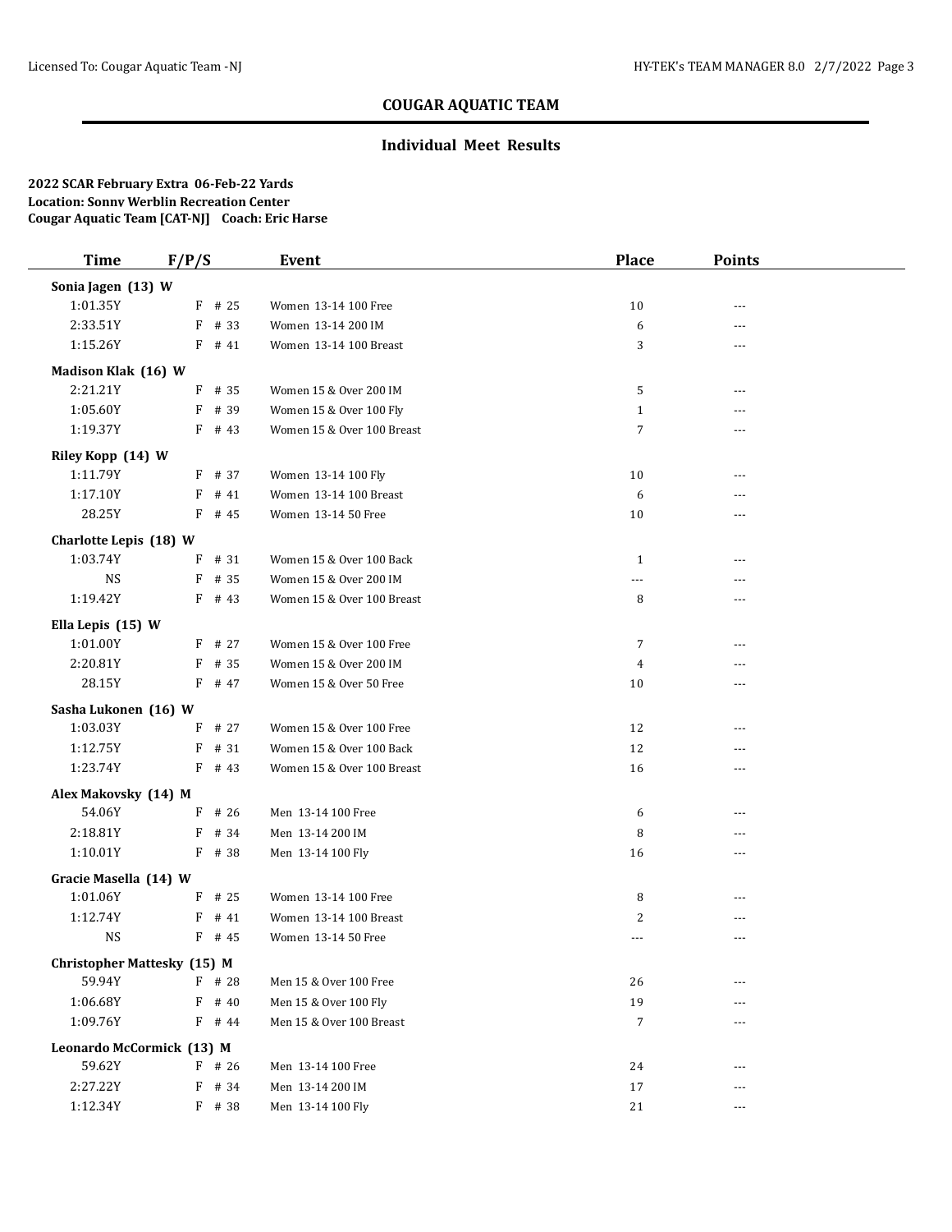## COUGAR AQUATIC TEAM

### Individual Meet Results

**2022 SCAR February Extra 06-Feb-22 Yards**
**Location: Sonny Werblin Recreation Center**
**Cougar Aquatic Team [CAT-NJ] Coach: Eric Harse**

| Time | F/P/S | | Event | Place | Points |
|---|---|---|---|---|---|
| **Sonia Jagen (13) W** | | | | | |
| 1:01.35Y | F | # 25 | Women 13-14 100 Free | 10 | --- |
| 2:33.51Y | F | # 33 | Women 13-14 200 IM | 6 | --- |
| 1:15.26Y | F | # 41 | Women 13-14 100 Breast | 3 | --- |
| **Madison Klak (16) W** | | | | | |
| 2:21.21Y | F | # 35 | Women 15 & Over 200 IM | 5 | --- |
| 1:05.60Y | F | # 39 | Women 15 & Over 100 Fly | 1 | --- |
| 1:19.37Y | F | # 43 | Women 15 & Over 100 Breast | 7 | --- |
| **Riley Kopp (14) W** | | | | | |
| 1:11.79Y | F | # 37 | Women 13-14 100 Fly | 10 | --- |
| 1:17.10Y | F | # 41 | Women 13-14 100 Breast | 6 | --- |
| 28.25Y | F | # 45 | Women 13-14 50 Free | 10 | --- |
| **Charlotte Lepis (18) W** | | | | | |
| 1:03.74Y | F | # 31 | Women 15 & Over 100 Back | 1 | --- |
| NS | F | # 35 | Women 15 & Over 200 IM | --- | --- |
| 1:19.42Y | F | # 43 | Women 15 & Over 100 Breast | 8 | --- |
| **Ella Lepis (15) W** | | | | | |
| 1:01.00Y | F | # 27 | Women 15 & Over 100 Free | 7 | --- |
| 2:20.81Y | F | # 35 | Women 15 & Over 200 IM | 4 | --- |
| 28.15Y | F | # 47 | Women 15 & Over 50 Free | 10 | --- |
| **Sasha Lukonen (16) W** | | | | | |
| 1:03.03Y | F | # 27 | Women 15 & Over 100 Free | 12 | --- |
| 1:12.75Y | F | # 31 | Women 15 & Over 100 Back | 12 | --- |
| 1:23.74Y | F | # 43 | Women 15 & Over 100 Breast | 16 | --- |
| **Alex Makovsky (14) M** | | | | | |
| 54.06Y | F | # 26 | Men 13-14 100 Free | 6 | --- |
| 2:18.81Y | F | # 34 | Men 13-14 200 IM | 8 | --- |
| 1:10.01Y | F | # 38 | Men 13-14 100 Fly | 16 | --- |
| **Gracie Masella (14) W** | | | | | |
| 1:01.06Y | F | # 25 | Women 13-14 100 Free | 8 | --- |
| 1:12.74Y | F | # 41 | Women 13-14 100 Breast | 2 | --- |
| NS | F | # 45 | Women 13-14 50 Free | --- | --- |
| **Christopher Mattesky (15) M** | | | | | |
| 59.94Y | F | # 28 | Men 15 & Over 100 Free | 26 | --- |
| 1:06.68Y | F | # 40 | Men 15 & Over 100 Fly | 19 | --- |
| 1:09.76Y | F | # 44 | Men 15 & Over 100 Breast | 7 | --- |
| **Leonardo McCormick (13) M** | | | | | |
| 59.62Y | F | # 26 | Men 13-14 100 Free | 24 | --- |
| 2:27.22Y | F | # 34 | Men 13-14 200 IM | 17 | --- |
| 1:12.34Y | F | # 38 | Men 13-14 100 Fly | 21 | --- |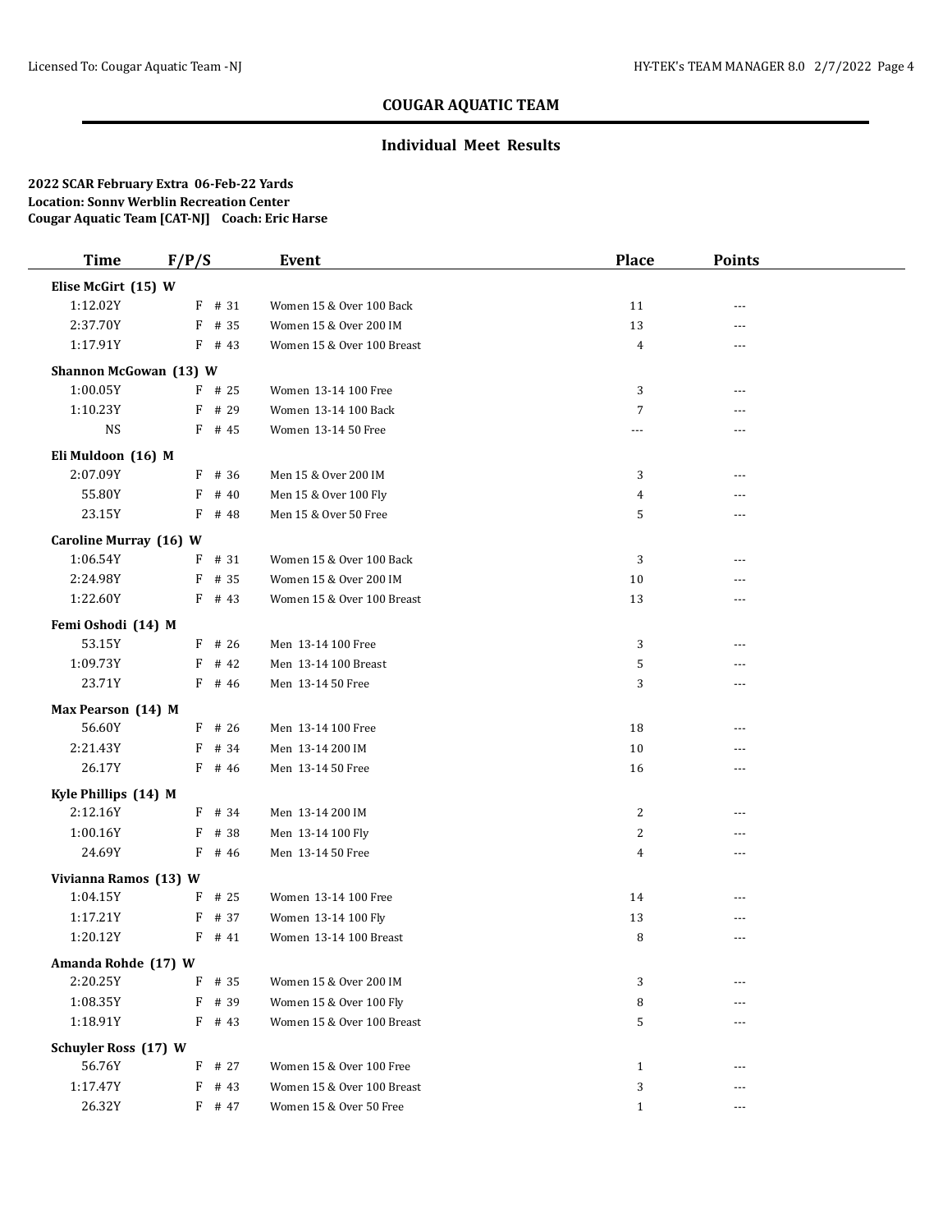## COUGAR AQUATIC TEAM

### Individual Meet Results

**2022 SCAR February Extra 06-Feb-22 Yards**
**Location: Sonny Werblin Recreation Center**
**Cougar Aquatic Team [CAT-NJ] Coach: Eric Harse**

| Time | F/P/S | Event | Place | Points |
|---|---|---|---|---|
| **Elise McGirt (15) W** | | | | |
| 1:12.02Y | F # 31 | Women 15 & Over 100 Back | 11 | --- |
| 2:37.70Y | F # 35 | Women 15 & Over 200 IM | 13 | --- |
| 1:17.91Y | F # 43 | Women 15 & Over 100 Breast | 4 | --- |
| **Shannon McGowan (13) W** | | | | |
| 1:00.05Y | F # 25 | Women 13-14 100 Free | 3 | --- |
| 1:10.23Y | F # 29 | Women 13-14 100 Back | 7 | --- |
| NS | F # 45 | Women 13-14 50 Free | --- | --- |
| **Eli Muldoon (16) M** | | | | |
| 2:07.09Y | F # 36 | Men 15 & Over 200 IM | 3 | --- |
| 55.80Y | F # 40 | Men 15 & Over 100 Fly | 4 | --- |
| 23.15Y | F # 48 | Men 15 & Over 50 Free | 5 | --- |
| **Caroline Murray (16) W** | | | | |
| 1:06.54Y | F # 31 | Women 15 & Over 100 Back | 3 | --- |
| 2:24.98Y | F # 35 | Women 15 & Over 200 IM | 10 | --- |
| 1:22.60Y | F # 43 | Women 15 & Over 100 Breast | 13 | --- |
| **Femi Oshodi (14) M** | | | | |
| 53.15Y | F # 26 | Men 13-14 100 Free | 3 | --- |
| 1:09.73Y | F # 42 | Men 13-14 100 Breast | 5 | --- |
| 23.71Y | F # 46 | Men 13-14 50 Free | 3 | --- |
| **Max Pearson (14) M** | | | | |
| 56.60Y | F # 26 | Men 13-14 100 Free | 18 | --- |
| 2:21.43Y | F # 34 | Men 13-14 200 IM | 10 | --- |
| 26.17Y | F # 46 | Men 13-14 50 Free | 16 | --- |
| **Kyle Phillips (14) M** | | | | |
| 2:12.16Y | F # 34 | Men 13-14 200 IM | 2 | --- |
| 1:00.16Y | F # 38 | Men 13-14 100 Fly | 2 | --- |
| 24.69Y | F # 46 | Men 13-14 50 Free | 4 | --- |
| **Vivianna Ramos (13) W** | | | | |
| 1:04.15Y | F # 25 | Women 13-14 100 Free | 14 | --- |
| 1:17.21Y | F # 37 | Women 13-14 100 Fly | 13 | --- |
| 1:20.12Y | F # 41 | Women 13-14 100 Breast | 8 | --- |
| **Amanda Rohde (17) W** | | | | |
| 2:20.25Y | F # 35 | Women 15 & Over 200 IM | 3 | --- |
| 1:08.35Y | F # 39 | Women 15 & Over 100 Fly | 8 | --- |
| 1:18.91Y | F # 43 | Women 15 & Over 100 Breast | 5 | --- |
| **Schuyler Ross (17) W** | | | | |
| 56.76Y | F # 27 | Women 15 & Over 100 Free | 1 | --- |
| 1:17.47Y | F # 43 | Women 15 & Over 100 Breast | 3 | --- |
| 26.32Y | F # 47 | Women 15 & Over 50 Free | 1 | --- |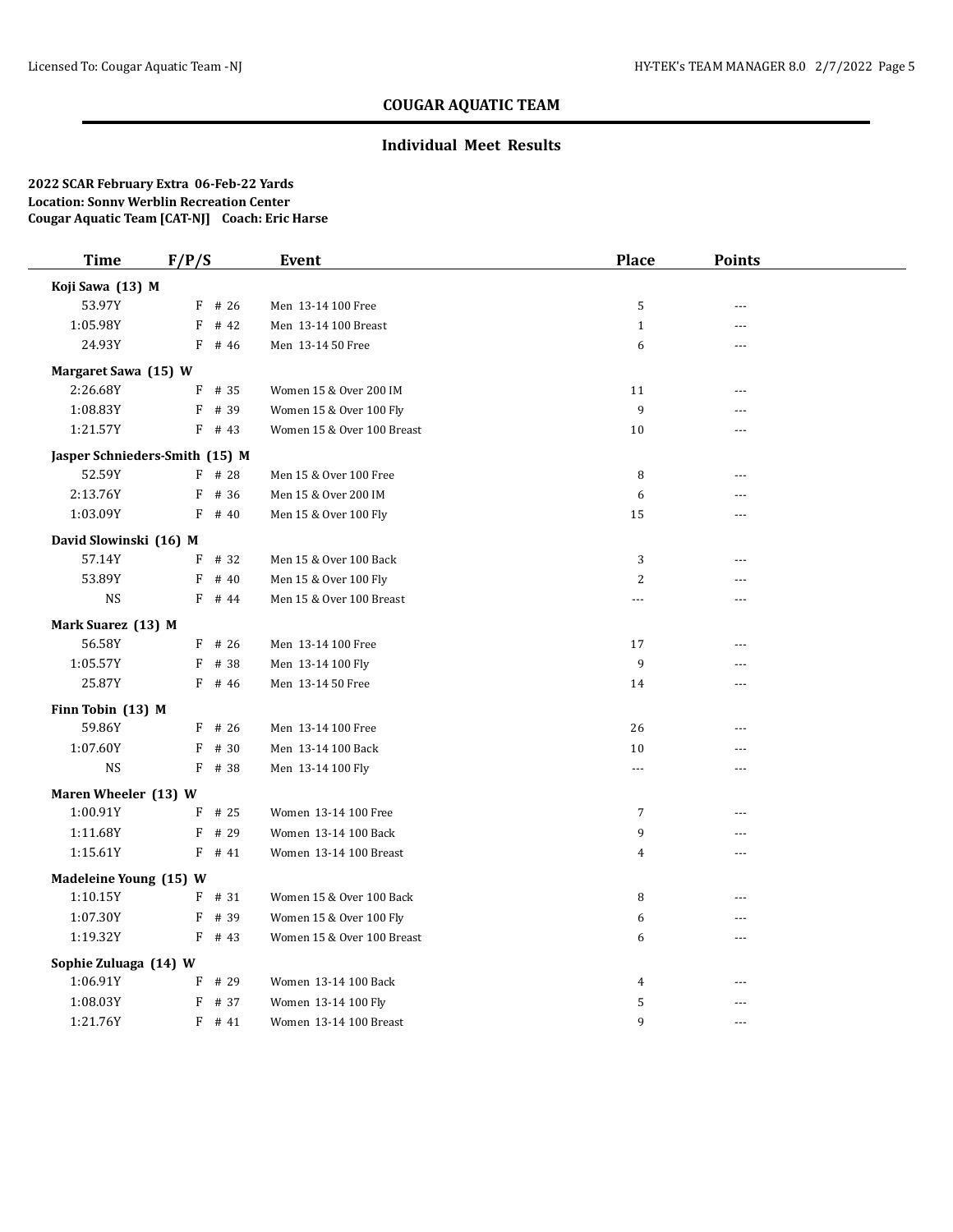## COUGAR AQUATIC TEAM

### Individual Meet Results

**2022 SCAR February Extra 06-Feb-22 Yards**
**Location: Sonny Werblin Recreation Center**
**Cougar Aquatic Team [CAT-NJ] Coach: Eric Harse**

| Time | F/P/S | Event | Place | Points |
|---|---|---|---|---|
| **Koji Sawa (13) M** | | | | |
| 53.97Y | F # 26 | Men 13-14 100 Free | 5 | --- |
| 1:05.98Y | F # 42 | Men 13-14 100 Breast | 1 | --- |
| 24.93Y | F # 46 | Men 13-14 50 Free | 6 | --- |
| **Margaret Sawa (15) W** | | | | |
| 2:26.68Y | F # 35 | Women 15 & Over 200 IM | 11 | --- |
| 1:08.83Y | F # 39 | Women 15 & Over 100 Fly | 9 | --- |
| 1:21.57Y | F # 43 | Women 15 & Over 100 Breast | 10 | --- |
| **Jasper Schnieders-Smith (15) M** | | | | |
| 52.59Y | F # 28 | Men 15 & Over 100 Free | 8 | --- |
| 2:13.76Y | F # 36 | Men 15 & Over 200 IM | 6 | --- |
| 1:03.09Y | F # 40 | Men 15 & Over 100 Fly | 15 | --- |
| **David Slowinski (16) M** | | | | |
| 57.14Y | F # 32 | Men 15 & Over 100 Back | 3 | --- |
| 53.89Y | F # 40 | Men 15 & Over 100 Fly | 2 | --- |
| NS | F # 44 | Men 15 & Over 100 Breast | --- | --- |
| **Mark Suarez (13) M** | | | | |
| 56.58Y | F # 26 | Men 13-14 100 Free | 17 | --- |
| 1:05.57Y | F # 38 | Men 13-14 100 Fly | 9 | --- |
| 25.87Y | F # 46 | Men 13-14 50 Free | 14 | --- |
| **Finn Tobin (13) M** | | | | |
| 59.86Y | F # 26 | Men 13-14 100 Free | 26 | --- |
| 1:07.60Y | F # 30 | Men 13-14 100 Back | 10 | --- |
| NS | F # 38 | Men 13-14 100 Fly | --- | --- |
| **Maren Wheeler (13) W** | | | | |
| 1:00.91Y | F # 25 | Women 13-14 100 Free | 7 | --- |
| 1:11.68Y | F # 29 | Women 13-14 100 Back | 9 | --- |
| 1:15.61Y | F # 41 | Women 13-14 100 Breast | 4 | --- |
| **Madeleine Young (15) W** | | | | |
| 1:10.15Y | F # 31 | Women 15 & Over 100 Back | 8 | --- |
| 1:07.30Y | F # 39 | Women 15 & Over 100 Fly | 6 | --- |
| 1:19.32Y | F # 43 | Women 15 & Over 100 Breast | 6 | --- |
| **Sophie Zuluaga (14) W** | | | | |
| 1:06.91Y | F # 29 | Women 13-14 100 Back | 4 | --- |
| 1:08.03Y | F # 37 | Women 13-14 100 Fly | 5 | --- |
| 1:21.76Y | F # 41 | Women 13-14 100 Breast | 9 | --- |